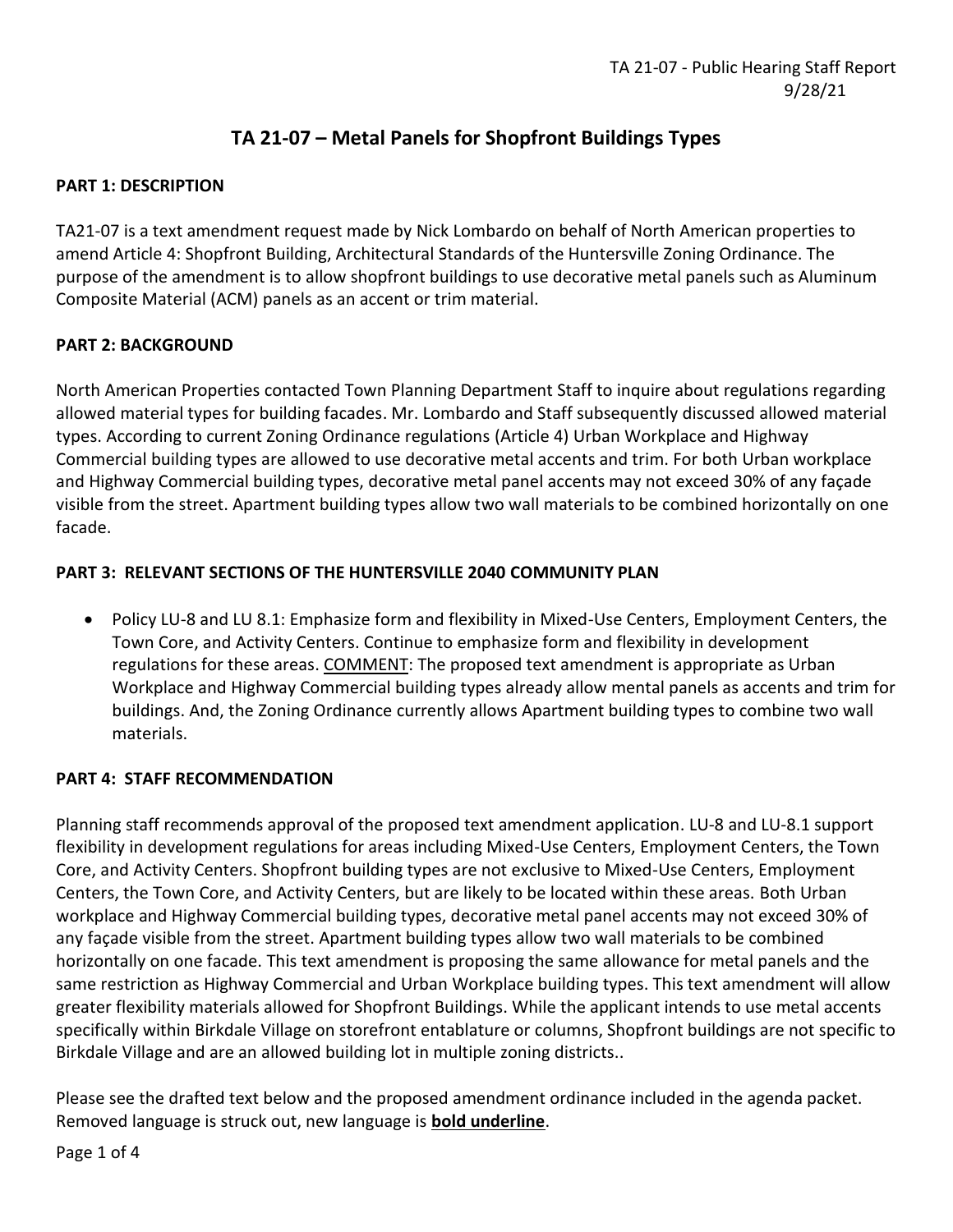TA 21-07 - Public Hearing Staff Report
9/28/21

# TA 21-07 – Metal Panels for Shopfront Buildings Types

## PART 1: DESCRIPTION

TA21-07 is a text amendment request made by Nick Lombardo on behalf of North American properties to amend Article 4: Shopfront Building, Architectural Standards of the Huntersville Zoning Ordinance. The purpose of the amendment is to allow shopfront buildings to use decorative metal panels such as Aluminum Composite Material (ACM) panels as an accent or trim material.

## PART 2: BACKGROUND

North American Properties contacted Town Planning Department Staff to inquire about regulations regarding allowed material types for building facades. Mr. Lombardo and Staff subsequently discussed allowed material types. According to current Zoning Ordinance regulations (Article 4) Urban Workplace and Highway Commercial building types are allowed to use decorative metal accents and trim. For both Urban workplace and Highway Commercial building types, decorative metal panel accents may not exceed 30% of any façade visible from the street. Apartment building types allow two wall materials to be combined horizontally on one facade.

## PART 3: RELEVANT SECTIONS OF THE HUNTERSVILLE 2040 COMMUNITY PLAN

- Policy LU-8 and LU 8.1: Emphasize form and flexibility in Mixed-Use Centers, Employment Centers, the Town Core, and Activity Centers. Continue to emphasize form and flexibility in development regulations for these areas. <u>COMMENT</u>: The proposed text amendment is appropriate as Urban Workplace and Highway Commercial building types already allow mental panels as accents and trim for buildings. And, the Zoning Ordinance currently allows Apartment building types to combine two wall materials.

## PART 4: STAFF RECOMMENDATION

Planning staff recommends approval of the proposed text amendment application. LU-8 and LU-8.1 support flexibility in development regulations for areas including Mixed-Use Centers, Employment Centers, the Town Core, and Activity Centers. Shopfront building types are not exclusive to Mixed-Use Centers, Employment Centers, the Town Core, and Activity Centers, but are likely to be located within these areas. Both Urban workplace and Highway Commercial building types, decorative metal panel accents may not exceed 30% of any façade visible from the street. Apartment building types allow two wall materials to be combined horizontally on one facade. This text amendment is proposing the same allowance for metal panels and the same restriction as Highway Commercial and Urban Workplace building types. This text amendment will allow greater flexibility materials allowed for Shopfront Buildings. While the applicant intends to use metal accents specifically within Birkdale Village on storefront entablature or columns, Shopfront buildings are not specific to Birkdale Village and are an allowed building lot in multiple zoning districts..

Please see the drafted text below and the proposed amendment ordinance included in the agenda packet. Removed language is struck out, new language is <u>**bold underline**</u>.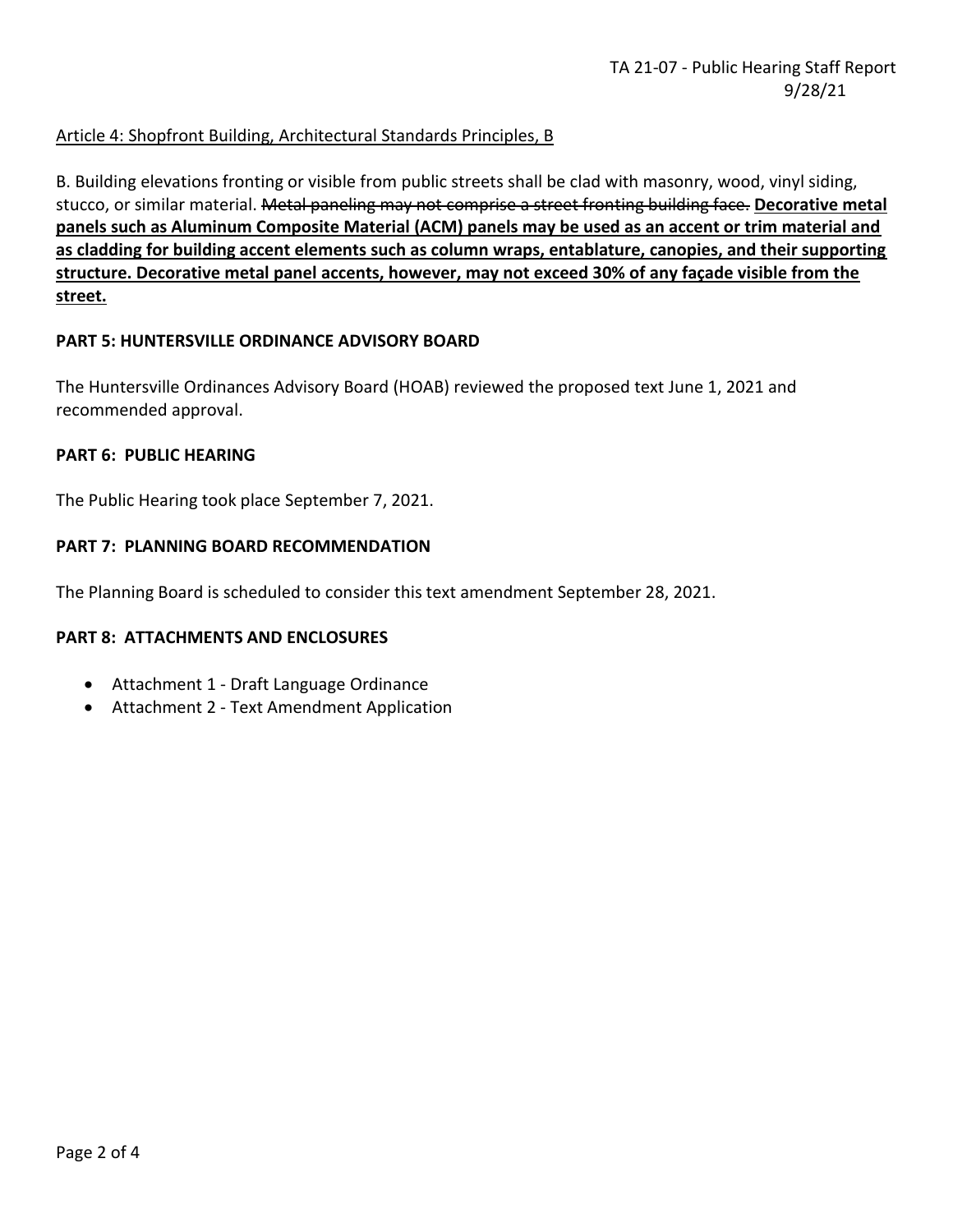Article 4: Shopfront Building, Architectural Standards Principles, B

B. Building elevations fronting or visible from public streets shall be clad with masonry, wood, vinyl siding, stucco, or similar material. ~~Metal paneling may not comprise a street fronting building face.~~ **<u>Decorative metal panels such as Aluminum Composite Material (ACM) panels may be used as an accent or trim material and as cladding for building accent elements such as column wraps, entablature, canopies, and their supporting structure. Decorative metal panel accents, however, may not exceed 30% of any façade visible from the street.</u>**

**PART 5: HUNTERSVILLE ORDINANCE ADVISORY BOARD**

The Huntersville Ordinances Advisory Board (HOAB) reviewed the proposed text June 1, 2021 and recommended approval.

**PART 6: PUBLIC HEARING**

The Public Hearing took place September 7, 2021.

**PART 7: PLANNING BOARD RECOMMENDATION**

The Planning Board is scheduled to consider this text amendment September 28, 2021.

**PART 8: ATTACHMENTS AND ENCLOSURES**

- Attachment 1 - Draft Language Ordinance
- Attachment 2 - Text Amendment Application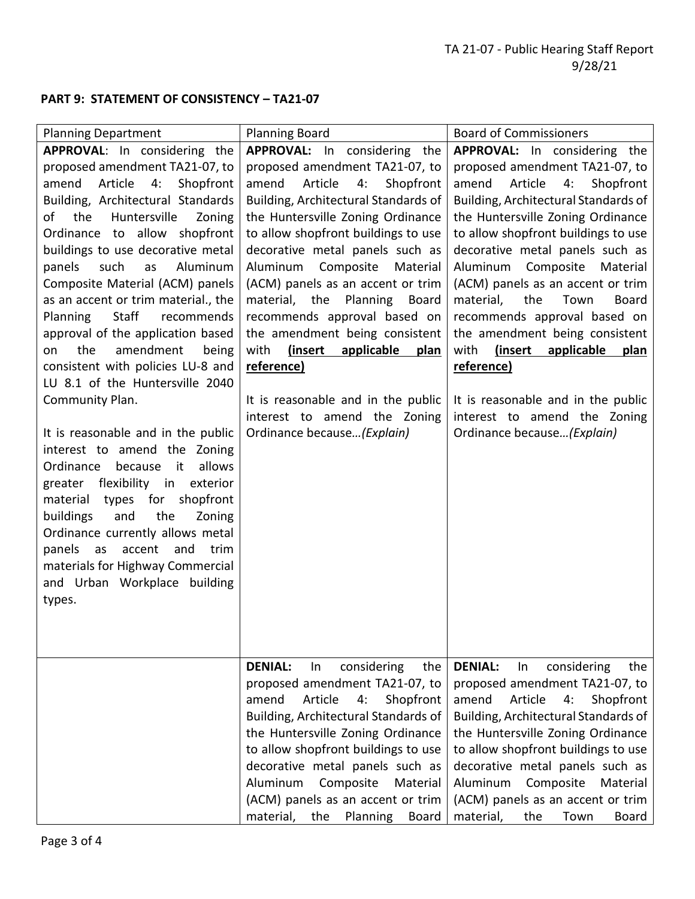## PART 9: STATEMENT OF CONSISTENCY – TA21-07

| Planning Department | Planning Board | Board of Commissioners |
|---|---|---|
| **APPROVAL**: In considering the proposed amendment TA21-07, to amend Article 4: Shopfront Building, Architectural Standards of the Huntersville Zoning Ordinance to allow shopfront buildings to use decorative metal panels such as Aluminum Composite Material (ACM) panels as an accent or trim material., the Planning Staff recommends approval of the application based on the amendment being consistent with policies LU-8 and LU 8.1 of the Huntersville 2040 Community Plan.<br><br>It is reasonable and in the public interest to amend the Zoning Ordinance because it allows greater flexibility in exterior material types for shopfront buildings and the Zoning Ordinance currently allows metal panels as accent and trim materials for Highway Commercial and Urban Workplace building types. | **APPROVAL:** In considering the proposed amendment TA21-07, to amend Article 4: Shopfront Building, Architectural Standards of the Huntersville Zoning Ordinance to allow shopfront buildings to use decorative metal panels such as Aluminum Composite Material (ACM) panels as an accent or trim material, the Planning Board recommends approval based on the amendment being consistent with **<u>(insert applicable plan reference)</u>**<br><br>It is reasonable and in the public interest to amend the Zoning Ordinance because…*(Explain)* | **APPROVAL:** In considering the proposed amendment TA21-07, to amend Article 4: Shopfront Building, Architectural Standards of the Huntersville Zoning Ordinance to allow shopfront buildings to use decorative metal panels such as Aluminum Composite Material (ACM) panels as an accent or trim material, the Town Board recommends approval based on the amendment being consistent with **<u>(insert applicable plan reference)</u>**<br><br>It is reasonable and in the public interest to amend the Zoning Ordinance because…*(Explain)* |
| | **DENIAL:** In considering the proposed amendment TA21-07, to amend Article 4: Shopfront Building, Architectural Standards of the Huntersville Zoning Ordinance to allow shopfront buildings to use decorative metal panels such as Aluminum Composite Material (ACM) panels as an accent or trim material, the Planning Board | **DENIAL:** In considering the proposed amendment TA21-07, to amend Article 4: Shopfront Building, Architectural Standards of the Huntersville Zoning Ordinance to allow shopfront buildings to use decorative metal panels such as Aluminum Composite Material (ACM) panels as an accent or trim material, the Town Board |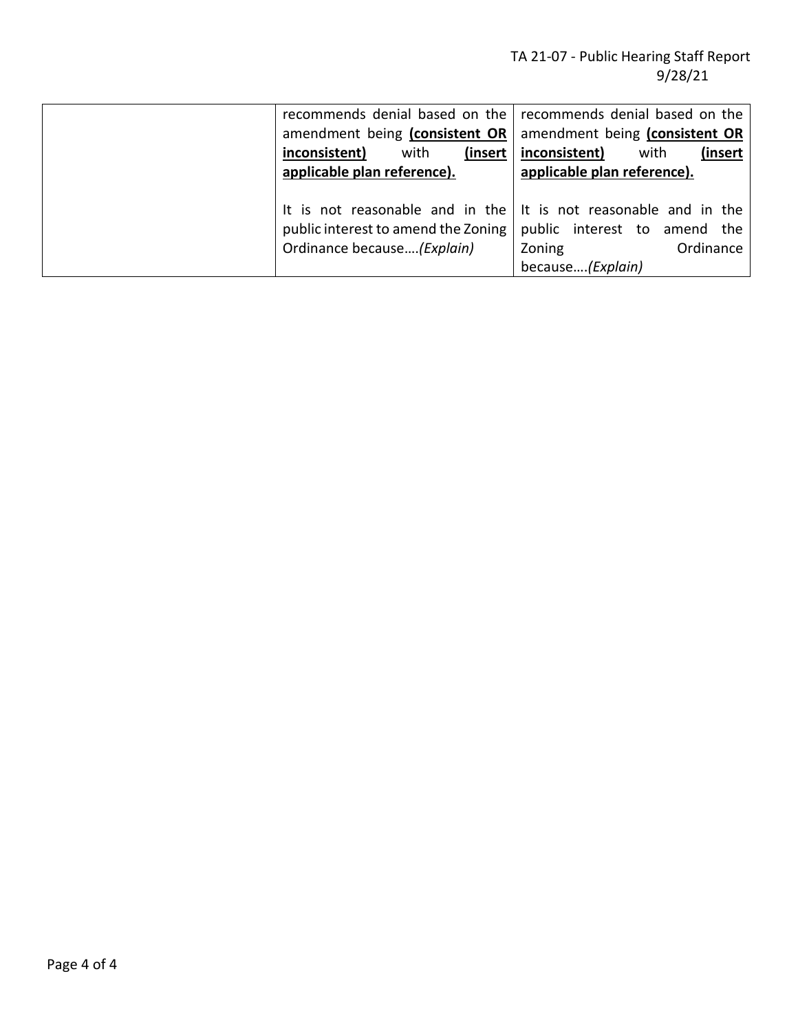| | | |
|---|---|---|
| | recommends denial based on the amendment being **<u>(consistent OR inconsistent)</u>** with **<u>(insert applicable plan reference).</u>**<br><br>It is not reasonable and in the public interest to amend the Zoning Ordinance because….*(Explain)* | recommends denial based on the amendment being **<u>(consistent OR inconsistent)</u>** with **<u>(insert applicable plan reference).</u>**<br><br>It is not reasonable and in the public interest to amend the Zoning Ordinance because….*(Explain)* |